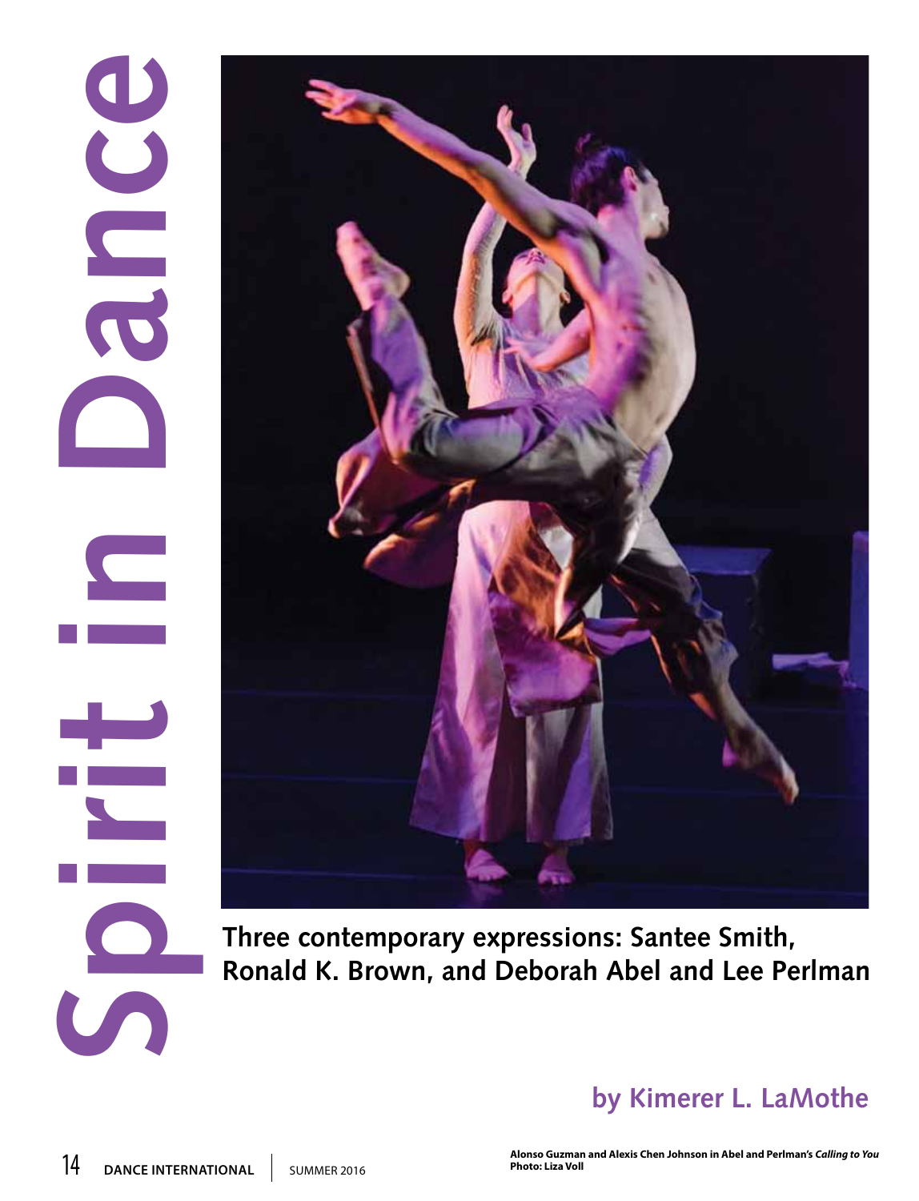# Spirit in Dance

**Three contemporary expressions: Santee Smith, Ronald K. Brown, and Deborah Abel and Lee Perlman**

**by Kimerer L. LaMothe**

Alonso Guzman and Alexis Chen Johnson in Abel and Perlman's *Calling to You*
Photo: Liza Voll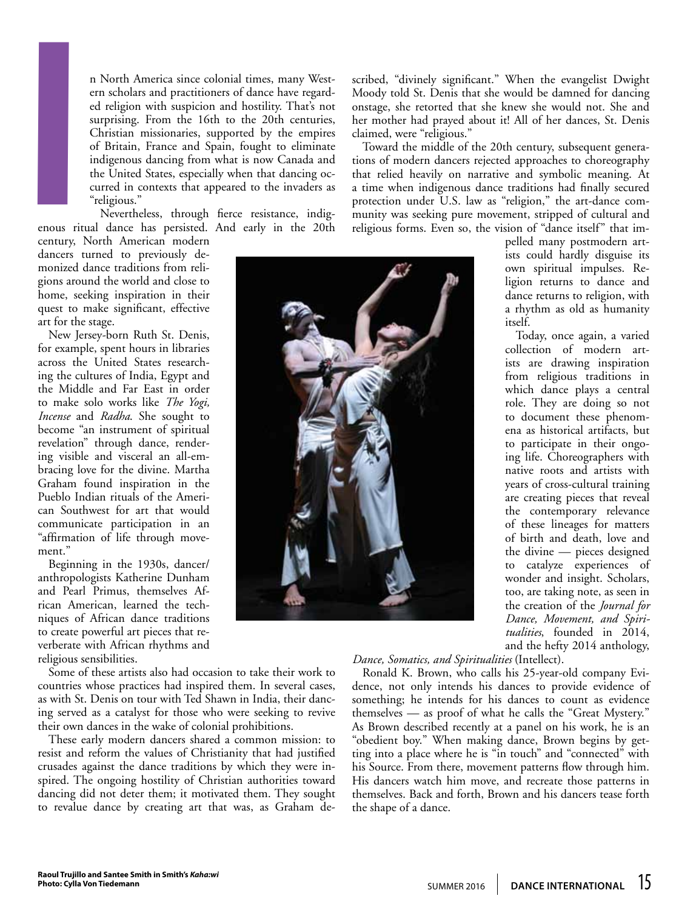In North America since colonial times, many Western scholars and practitioners of dance have regarded religion with suspicion and hostility. That's not surprising. From the 16th to the 20th centuries, Christian missionaries, supported by the empires of Britain, France and Spain, fought to eliminate indigenous dancing from what is now Canada and the United States, especially when that dancing occurred in contexts that appeared to the invaders as "religious."

Nevertheless, through fierce resistance, indigenous ritual dance has persisted. And early in the 20th century, North American modern dancers turned to previously demonized dance traditions from religions around the world and close to home, seeking inspiration in their quest to make significant, effective art for the stage.

New Jersey-born Ruth St. Denis, for example, spent hours in libraries across the United States researching the cultures of India, Egypt and the Middle and Far East in order to make solo works like *The Yogi, Incense* and *Radha*. She sought to become "an instrument of spiritual revelation" through dance, rendering visible and visceral an all-embracing love for the divine. Martha Graham found inspiration in the Pueblo Indian rituals of the American Southwest for art that would communicate participation in an "affirmation of life through movement."

Beginning in the 1930s, dancer/anthropologists Katherine Dunham and Pearl Primus, themselves African American, learned the techniques of African dance traditions to create powerful art pieces that reverberate with African rhythms and religious sensibilities.

Some of these artists also had occasion to take their work to countries whose practices had inspired them. In several cases, as with St. Denis on tour with Ted Shawn in India, their dancing served as a catalyst for those who were seeking to revive their own dances in the wake of colonial prohibitions.

These early modern dancers shared a common mission: to resist and reform the values of Christianity that had justified crusades against the dance traditions by which they were inspired. The ongoing hostility of Christian authorities toward dancing did not deter them; it motivated them. They sought to revalue dance by creating art that was, as Graham described, "divinely significant." When the evangelist Dwight Moody told St. Denis that she would be damned for dancing onstage, she retorted that she knew she would not. She and her mother had prayed about it! All of her dances, St. Denis claimed, were "religious."

Toward the middle of the 20th century, subsequent generations of modern dancers rejected approaches to choreography that relied heavily on narrative and symbolic meaning. At a time when indigenous dance traditions had finally secured protection under U.S. law as "religion," the art-dance community was seeking pure movement, stripped of cultural and religious forms. Even so, the vision of "dance itself" that impelled many postmodern artists could hardly disguise its own spiritual impulses. Religion returns to dance and dance returns to religion, with a rhythm as old as humanity itself.

Today, once again, a varied collection of modern artists are drawing inspiration from religious traditions in which dance plays a central role. They are doing so not to document these phenomena as historical artifacts, but to participate in their ongoing life. Choreographers with native roots and artists with years of cross-cultural training are creating pieces that reveal the contemporary relevance of these lineages for matters of birth and death, love and the divine — pieces designed to catalyze experiences of wonder and insight. Scholars, too, are taking note, as seen in the creation of the *Journal for Dance, Movement, and Spiritualities*, founded in 2014, and the hefty 2014 anthology, *Dance, Somatics, and Spiritualities* (Intellect).

Ronald K. Brown, who calls his 25-year-old company Evidence, not only intends his dances to provide evidence of something; he intends for his dances to count as evidence themselves — as proof of what he calls the "Great Mystery." As Brown described recently at a panel on his work, he is an "obedient boy." When making dance, Brown begins by getting into a place where he is "in touch" and "connected" with his Source. From there, movement patterns flow through him. His dancers watch him move, and recreate those patterns in themselves. Back and forth, Brown and his dancers tease forth the shape of a dance.

**Raoul Trujillo and Santee Smith in Smith's *Kaha:wi***
**Photo: Cylla Von Tiedemann**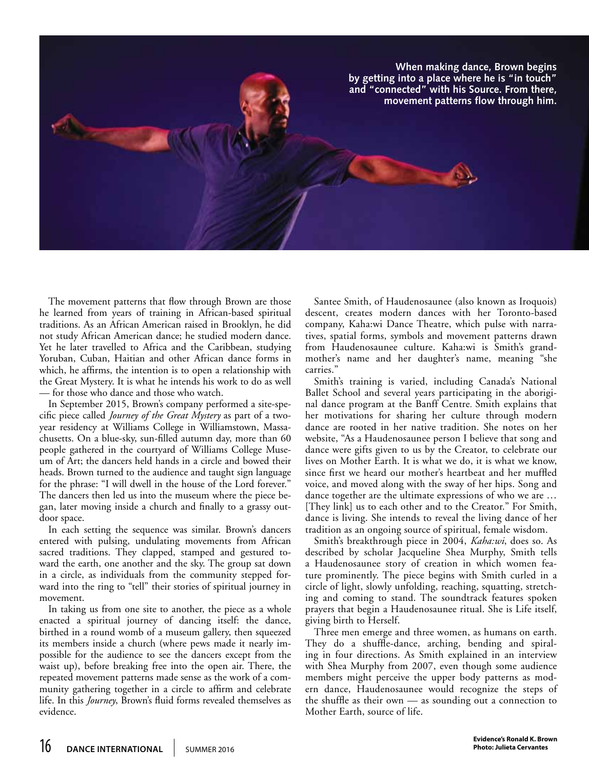**When making dance, Brown begins by getting into a place where he is "in touch" and "connected" with his Source. From there, movement patterns flow through him.**

The movement patterns that flow through Brown are those he learned from years of training in African-based spiritual traditions. As an African American raised in Brooklyn, he did not study African American dance; he studied modern dance. Yet he later travelled to Africa and the Caribbean, studying Yoruban, Cuban, Haitian and other African dance forms in which, he affirms, the intention is to open a relationship with the Great Mystery. It is what he intends his work to do as well — for those who dance and those who watch.

In September 2015, Brown's company performed a site-specific piece called *Journey of the Great Mystery* as part of a two-year residency at Williams College in Williamstown, Massachusetts. On a blue-sky, sun-filled autumn day, more than 60 people gathered in the courtyard of Williams College Museum of Art; the dancers held hands in a circle and bowed their heads. Brown turned to the audience and taught sign language for the phrase: "I will dwell in the house of the Lord forever." The dancers then led us into the museum where the piece began, later moving inside a church and finally to a grassy outdoor space.

In each setting the sequence was similar. Brown's dancers entered with pulsing, undulating movements from African sacred traditions. They clapped, stamped and gestured toward the earth, one another and the sky. The group sat down in a circle, as individuals from the community stepped forward into the ring to "tell" their stories of spiritual journey in movement.

In taking us from one site to another, the piece as a whole enacted a spiritual journey of dancing itself: the dance, birthed in a round womb of a museum gallery, then squeezed its members inside a church (where pews made it nearly impossible for the audience to see the dancers except from the waist up), before breaking free into the open air. There, the repeated movement patterns made sense as the work of a community gathering together in a circle to affirm and celebrate life. In this *Journey*, Brown's fluid forms revealed themselves as evidence.

Santee Smith, of Haudenosaunee (also known as Iroquois) descent, creates modern dances with her Toronto-based company, Kaha:wi Dance Theatre, which pulse with narratives, spatial forms, symbols and movement patterns drawn from Haudenosaunee culture. Kaha:wi is Smith's grandmother's name and her daughter's name, meaning "she carries."

Smith's training is varied, including Canada's National Ballet School and several years participating in the aboriginal dance program at the Banff Centre. Smith explains that her motivations for sharing her culture through modern dance are rooted in her native tradition. She notes on her website, "As a Haudenosaunee person I believe that song and dance were gifts given to us by the Creator, to celebrate our lives on Mother Earth. It is what we do, it is what we know, since first we heard our mother's heartbeat and her muffled voice, and moved along with the sway of her hips. Song and dance together are the ultimate expressions of who we are … [They link] us to each other and to the Creator." For Smith, dance is living. She intends to reveal the living dance of her tradition as an ongoing source of spiritual, female wisdom.

Smith's breakthrough piece in 2004, *Kaha:wi*, does so. As described by scholar Jacqueline Shea Murphy, Smith tells a Haudenosaunee story of creation in which women feature prominently. The piece begins with Smith curled in a circle of light, slowly unfolding, reaching, squatting, stretching and coming to stand. The soundtrack features spoken prayers that begin a Haudenosaunee ritual. She is Life itself, giving birth to Herself.

Three men emerge and three women, as humans on earth. They do a shuffle-dance, arching, bending and spiraling in four directions. As Smith explained in an interview with Shea Murphy from 2007, even though some audience members might perceive the upper body patterns as modern dance, Haudenosaunee would recognize the steps of the shuffle as their own — as sounding out a connection to Mother Earth, source of life.

**Evidence's Ronald K. Brown**
**Photo: Julieta Cervantes**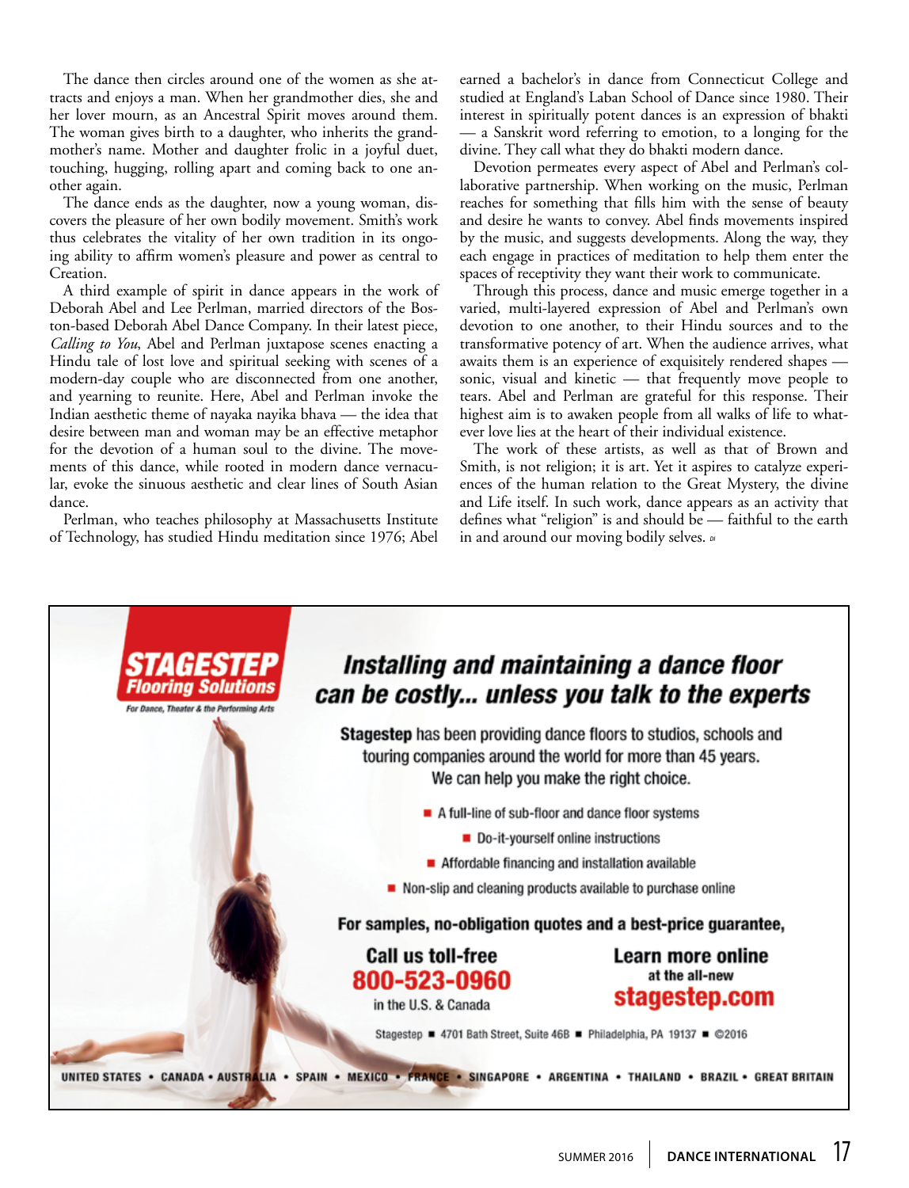The dance then circles around one of the women as she attracts and enjoys a man. When her grandmother dies, she and her lover mourn, as an Ancestral Spirit moves around them. The woman gives birth to a daughter, who inherits the grandmother's name. Mother and daughter frolic in a joyful duet, touching, hugging, rolling apart and coming back to one another again.

The dance ends as the daughter, now a young woman, discovers the pleasure of her own bodily movement. Smith's work thus celebrates the vitality of her own tradition in its ongoing ability to affirm women's pleasure and power as central to Creation.

A third example of spirit in dance appears in the work of Deborah Abel and Lee Perlman, married directors of the Boston-based Deborah Abel Dance Company. In their latest piece, *Calling to You*, Abel and Perlman juxtapose scenes enacting a Hindu tale of lost love and spiritual seeking with scenes of a modern-day couple who are disconnected from one another, and yearning to reunite. Here, Abel and Perlman invoke the Indian aesthetic theme of nayaka nayika bhava — the idea that desire between man and woman may be an effective metaphor for the devotion of a human soul to the divine. The movements of this dance, while rooted in modern dance vernacular, evoke the sinuous aesthetic and clear lines of South Asian dance.

Perlman, who teaches philosophy at Massachusetts Institute of Technology, has studied Hindu meditation since 1976; Abel earned a bachelor's in dance from Connecticut College and studied at England's Laban School of Dance since 1980. Their interest in spiritually potent dances is an expression of bhakti — a Sanskrit word referring to emotion, to a longing for the divine. They call what they do bhakti modern dance.

Devotion permeates every aspect of Abel and Perlman's collaborative partnership. When working on the music, Perlman reaches for something that fills him with the sense of beauty and desire he wants to convey. Abel finds movements inspired by the music, and suggests developments. Along the way, they each engage in practices of meditation to help them enter the spaces of receptivity they want their work to communicate.

Through this process, dance and music emerge together in a varied, multi-layered expression of Abel and Perlman's own devotion to one another, to their Hindu sources and to the transformative potency of art. When the audience arrives, what awaits them is an experience of exquisitely rendered shapes — sonic, visual and kinetic — that frequently move people to tears. Abel and Perlman are grateful for this response. Their highest aim is to awaken people from all walks of life to whatever love lies at the heart of their individual existence.

The work of these artists, as well as that of Brown and Smith, is not religion; it is art. Yet it aspires to catalyze experiences of the human relation to the Great Mystery, the divine and Life itself. In such work, dance appears as an activity that defines what "religion" is and should be — faithful to the earth in and around our moving bodily selves. DI

**STAGESTEP Flooring Solutions**
For Dance, Theater & the Performing Arts

## Installing and maintaining a dance floor can be costly... unless you talk to the experts

**Stagestep** has been providing dance floors to studios, schools and touring companies around the world for more than 45 years. We can help you make the right choice.

- A full-line of sub-floor and dance floor systems
- Do-it-yourself online instructions
- Affordable financing and installation available
- Non-slip and cleaning products available to purchase online

**For samples, no-obligation quotes and a best-price guarantee,**

**Call us toll-free**
**800-523-0960**
in the U.S. & Canada

**Learn more online**
at the all-new
**stagestep.com**

Stagestep ■ 4701 Bath Street, Suite 46B ■ Philadelphia, PA 19137 ■ ©2016

UNITED STATES • CANADA • AUSTRALIA • SPAIN • MEXICO • FRANCE • SINGAPORE • ARGENTINA • THAILAND • BRAZIL • GREAT BRITAIN